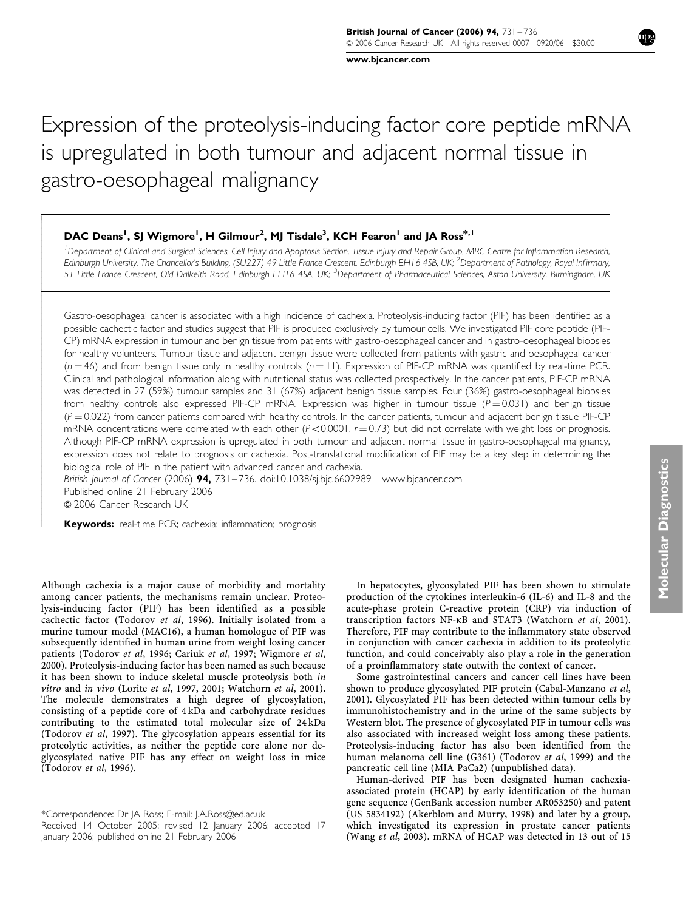# Expression of the proteolysis-inducing factor core peptide mRNA is upregulated in both tumour and adjacent normal tissue in gastro-oesophageal malignancy

**DAC Deans[1], SJ Wigmore[1], H Gilmour[2], MJ Tisdale[3], KCH Fearon[1] and JA Ross*[,1]**

[1]Department of Clinical and Surgical Sciences, Cell Injury and Apoptosis Section, Tissue Injury and Repair Group, MRC Centre for Inflammation Research, Edinburgh University, The Chancellor's Building, (SU227) 49 Little France Crescent, Edinburgh EH16 4SB, UK; [2]Department of Pathology, Royal Infirmary, 51 Little France Crescent, Old Dalkeith Road, Edinburgh EH16 4SA, UK; [3]Department of Pharmaceutical Sciences, Aston University, Birmingham, UK

Gastro-oesophageal cancer is associated with a high incidence of cachexia. Proteolysis-inducing factor (PIF) has been identified as a possible cachectic factor and studies suggest that PIF is produced exclusively by tumour cells. We investigated PIF core peptide (PIF-CP) mRNA expression in tumour and benign tissue from patients with gastro-oesophageal cancer and in gastro-oesophageal biopsies for healthy volunteers. Tumour tissue and adjacent benign tissue were collected from patients with gastric and oesophageal cancer ($n = 46$) and from benign tissue only in healthy controls ($n = 11$). Expression of PIF-CP mRNA was quantified by real-time PCR. Clinical and pathological information along with nutritional status was collected prospectively. In the cancer patients, PIF-CP mRNA was detected in 27 (59%) tumour samples and 31 (67%) adjacent benign tissue samples. Four (36%) gastro-oesophageal biopsies from healthy controls also expressed PIF-CP mRNA. Expression was higher in tumour tissue ($P = 0.031$) and benign tissue ($P = 0.022$) from cancer patients compared with healthy controls. In the cancer patients, tumour and adjacent benign tissue PIF-CP mRNA concentrations were correlated with each other ($P < 0.0001$, $r = 0.73$) but did not correlate with weight loss or prognosis. Although PIF-CP mRNA expression is upregulated in both tumour and adjacent normal tissue in gastro-oesophageal malignancy, expression does not relate to prognosis or cachexia. Post-translational modification of PIF may be a key step in determining the biological role of PIF in the patient with advanced cancer and cachexia.

*British Journal of Cancer* (2006) **94,** 731–736. doi:10.1038/sj.bjc.6602989 www.bjcancer.com
Published online 21 February 2006
© 2006 Cancer Research UK

**Keywords:** real-time PCR; cachexia; inflammation; prognosis

Although cachexia is a major cause of morbidity and mortality among cancer patients, the mechanisms remain unclear. Proteolysis-inducing factor (PIF) has been identified as a possible cachectic factor (Todorov *et al*, 1996). Initially isolated from a murine tumour model (MAC16), a human homologue of PIF was subsequently identified in human urine from weight losing cancer patients (Todorov *et al*, 1996; Cariuk *et al*, 1997; Wigmore *et al*, 2000). Proteolysis-inducing factor has been named as such because it has been shown to induce skeletal muscle proteolysis both *in vitro* and *in vivo* (Lorite *et al*, 1997, 2001; Watchorn *et al*, 2001). The molecule demonstrates a high degree of glycosylation, consisting of a peptide core of 4 kDa and carbohydrate residues contributing to the estimated total molecular size of 24 kDa (Todorov *et al*, 1997). The glycosylation appears essential for its proteolytic activities, as neither the peptide core alone nor de-glycosylated native PIF has any effect on weight loss in mice (Todorov *et al*, 1996).

In hepatocytes, glycosylated PIF has been shown to stimulate production of the cytokines interleukin-6 (IL-6) and IL-8 and the acute-phase protein C-reactive protein (CRP) via induction of transcription factors NF-κB and STAT3 (Watchorn *et al*, 2001). Therefore, PIF may contribute to the inflammatory state observed in conjunction with cancer cachexia in addition to its proteolytic function, and could conceivably also play a role in the generation of a proinflammatory state outwith the context of cancer.

Some gastrointestinal cancers and cancer cell lines have been shown to produce glycosylated PIF protein (Cabal-Manzano *et al*, 2001). Glycosylated PIF has been detected within tumour cells by immunohistochemistry and in the urine of the same subjects by Western blot. The presence of glycosylated PIF in tumour cells was also associated with increased weight loss among these patients. Proteolysis-inducing factor has also been identified from the human melanoma cell line (G361) (Todorov *et al*, 1999) and the pancreatic cell line (MIA PaCa2) (unpublished data).

Human-derived PIF has been designated human cachexia-associated protein (HCAP) by early identification of the human gene sequence (GenBank accession number AR053250) and patent (US 5834192) (Akerblom and Murry, 1998) and later by a group, which investigated its expression in prostate cancer patients (Wang *et al*, 2003). mRNA of HCAP was detected in 13 out of 15

*Correspondence: Dr JA Ross; E-mail: J.A.Ross@ed.ac.uk
Received 14 October 2005; revised 12 January 2006; accepted 17 January 2006; published online 21 February 2006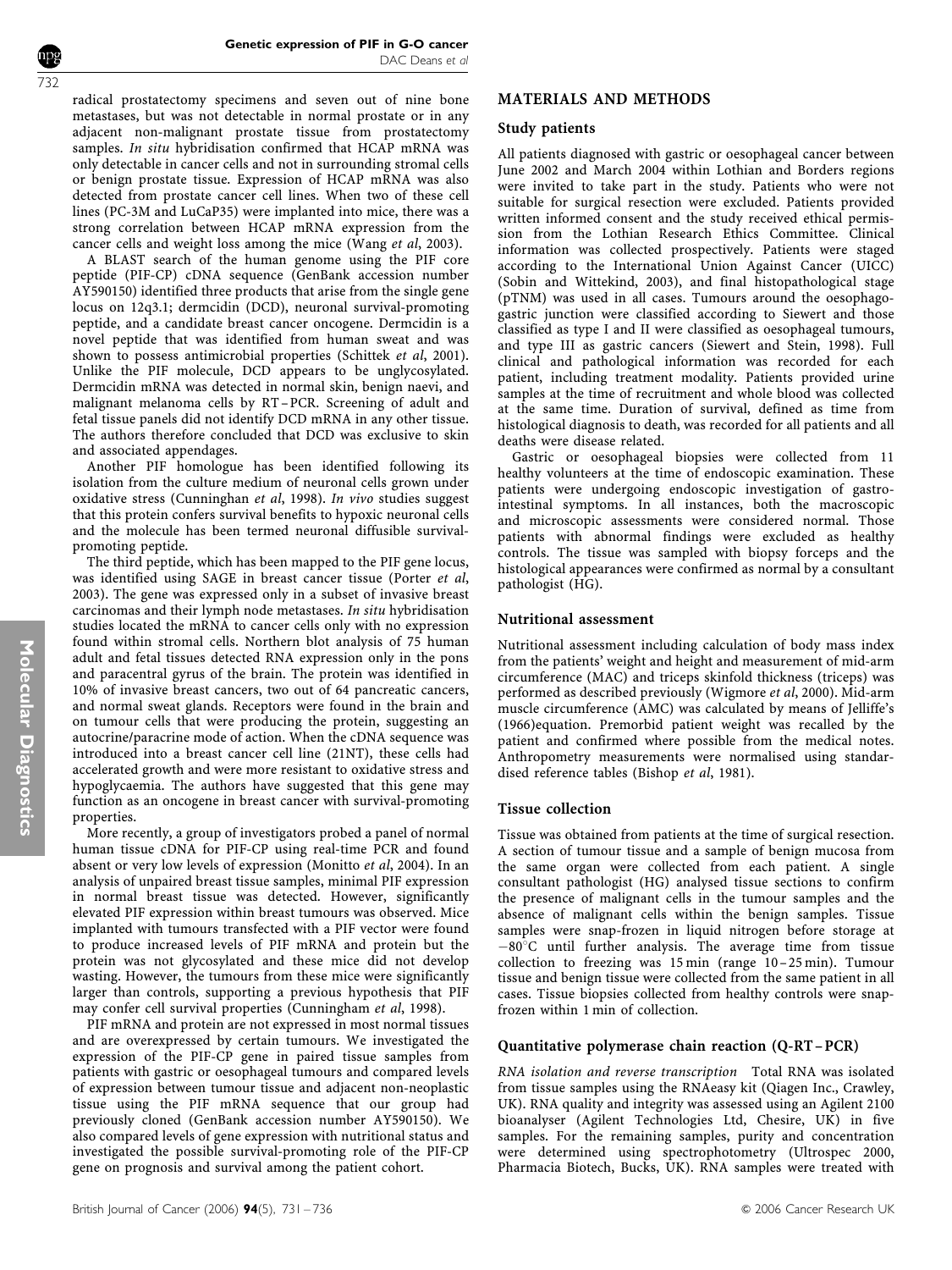radical prostatectomy specimens and seven out of nine bone metastases, but was not detectable in normal prostate or in any adjacent non-malignant prostate tissue from prostatectomy samples. *In situ* hybridisation confirmed that HCAP mRNA was only detectable in cancer cells and not in surrounding stromal cells or benign prostate tissue. Expression of HCAP mRNA was also detected from prostate cancer cell lines. When two of these cell lines (PC-3M and LuCaP35) were implanted into mice, there was a strong correlation between HCAP mRNA expression from the cancer cells and weight loss among the mice (Wang *et al*, 2003).

A BLAST search of the human genome using the PIF core peptide (PIF-CP) cDNA sequence (GenBank accession number AY590150) identified three products that arise from the single gene locus on 12q3.1; dermcidin (DCD), neuronal survival-promoting peptide, and a candidate breast cancer oncogene. Dermcidin is a novel peptide that was identified from human sweat and was shown to possess antimicrobial properties (Schittek *et al*, 2001). Unlike the PIF molecule, DCD appears to be unglycosylated. Dermcidin mRNA was detected in normal skin, benign naevi, and malignant melanoma cells by RT–PCR. Screening of adult and fetal tissue panels did not identify DCD mRNA in any other tissue. The authors therefore concluded that DCD was exclusive to skin and associated appendages.

Another PIF homologue has been identified following its isolation from the culture medium of neuronal cells grown under oxidative stress (Cunninghan *et al*, 1998). *In vivo* studies suggest that this protein confers survival benefits to hypoxic neuronal cells and the molecule has been termed neuronal diffusible survival-promoting peptide.

The third peptide, which has been mapped to the PIF gene locus, was identified using SAGE in breast cancer tissue (Porter *et al*, 2003). The gene was expressed only in a subset of invasive breast carcinomas and their lymph node metastases. *In situ* hybridisation studies located the mRNA to cancer cells only with no expression found within stromal cells. Northern blot analysis of 75 human adult and fetal tissues detected RNA expression only in the pons and paracentral gyrus of the brain. The protein was identified in 10% of invasive breast cancers, two out of 64 pancreatic cancers, and normal sweat glands. Receptors were found in the brain and on tumour cells that were producing the protein, suggesting an autocrine/paracrine mode of action. When the cDNA sequence was introduced into a breast cancer cell line (21NT), these cells had accelerated growth and were more resistant to oxidative stress and hypoglycaemia. The authors have suggested that this gene may function as an oncogene in breast cancer with survival-promoting properties.

More recently, a group of investigators probed a panel of normal human tissue cDNA for PIF-CP using real-time PCR and found absent or very low levels of expression (Monitto *et al*, 2004). In an analysis of unpaired breast tissue samples, minimal PIF expression in normal breast tissue was detected. However, significantly elevated PIF expression within breast tumours was observed. Mice implanted with tumours transfected with a PIF vector were found to produce increased levels of PIF mRNA and protein but the protein was not glycosylated and these mice did not develop wasting. However, the tumours from these mice were significantly larger than controls, supporting a previous hypothesis that PIF may confer cell survival properties (Cunningham *et al*, 1998).

PIF mRNA and protein are not expressed in most normal tissues and are overexpressed by certain tumours. We investigated the expression of the PIF-CP gene in paired tissue samples from patients with gastric or oesophageal tumours and compared levels of expression between tumour tissue and adjacent non-neoplastic tissue using the PIF mRNA sequence that our group had previously cloned (GenBank accession number AY590150). We also compared levels of gene expression with nutritional status and investigated the possible survival-promoting role of the PIF-CP gene on prognosis and survival among the patient cohort.

## MATERIALS AND METHODS

### Study patients

All patients diagnosed with gastric or oesophageal cancer between June 2002 and March 2004 within Lothian and Borders regions were invited to take part in the study. Patients who were not suitable for surgical resection were excluded. Patients provided written informed consent and the study received ethical permission from the Lothian Research Ethics Committee. Clinical information was collected prospectively. Patients were staged according to the International Union Against Cancer (UICC) (Sobin and Wittekind, 2003), and final histopathological stage (pTNM) was used in all cases. Tumours around the oesophagogastric junction were classified according to Siewert and those classified as type I and II were classified as oesophageal tumours, and type III as gastric cancers (Siewert and Stein, 1998). Full clinical and pathological information was recorded for each patient, including treatment modality. Patients provided urine samples at the time of recruitment and whole blood was collected at the same time. Duration of survival, defined as time from histological diagnosis to death, was recorded for all patients and all deaths were disease related.

Gastric or oesophageal biopsies were collected from 11 healthy volunteers at the time of endoscopic examination. These patients were undergoing endoscopic investigation of gastrointestinal symptoms. In all instances, both the macroscopic and microscopic assessments were considered normal. Those patients with abnormal findings were excluded as healthy controls. The tissue was sampled with biopsy forceps and the histological appearances were confirmed as normal by a consultant pathologist (HG).

### Nutritional assessment

Nutritional assessment including calculation of body mass index from the patients' weight and height and measurement of mid-arm circumference (MAC) and triceps skinfold thickness (triceps) was performed as described previously (Wigmore *et al*, 2000). Mid-arm muscle circumference (AMC) was calculated by means of Jelliffe's (1966)equation. Premorbid patient weight was recalled by the patient and confirmed where possible from the medical notes. Anthropometry measurements were normalised using standardised reference tables (Bishop *et al*, 1981).

### Tissue collection

Tissue was obtained from patients at the time of surgical resection. A section of tumour tissue and a sample of benign mucosa from the same organ were collected from each patient. A single consultant pathologist (HG) analysed tissue sections to confirm the presence of malignant cells in the tumour samples and the absence of malignant cells within the benign samples. Tissue samples were snap-frozen in liquid nitrogen before storage at $-80^{\circ}C$ until further analysis. The average time from tissue collection to freezing was 15 min (range 10–25 min). Tumour tissue and benign tissue were collected from the same patient in all cases. Tissue biopsies collected from healthy controls were snap-frozen within 1 min of collection.

### Quantitative polymerase chain reaction (Q-RT–PCR)

*RNA isolation and reverse transcription* Total RNA was isolated from tissue samples using the RNAeasy kit (Qiagen Inc., Crawley, UK). RNA quality and integrity was assessed using an Agilent 2100 bioanalyser (Agilent Technologies Ltd, Chesire, UK) in five samples. For the remaining samples, purity and concentration were determined using spectrophotometry (Ultrospec 2000, Pharmacia Biotech, Bucks, UK). RNA samples were treated with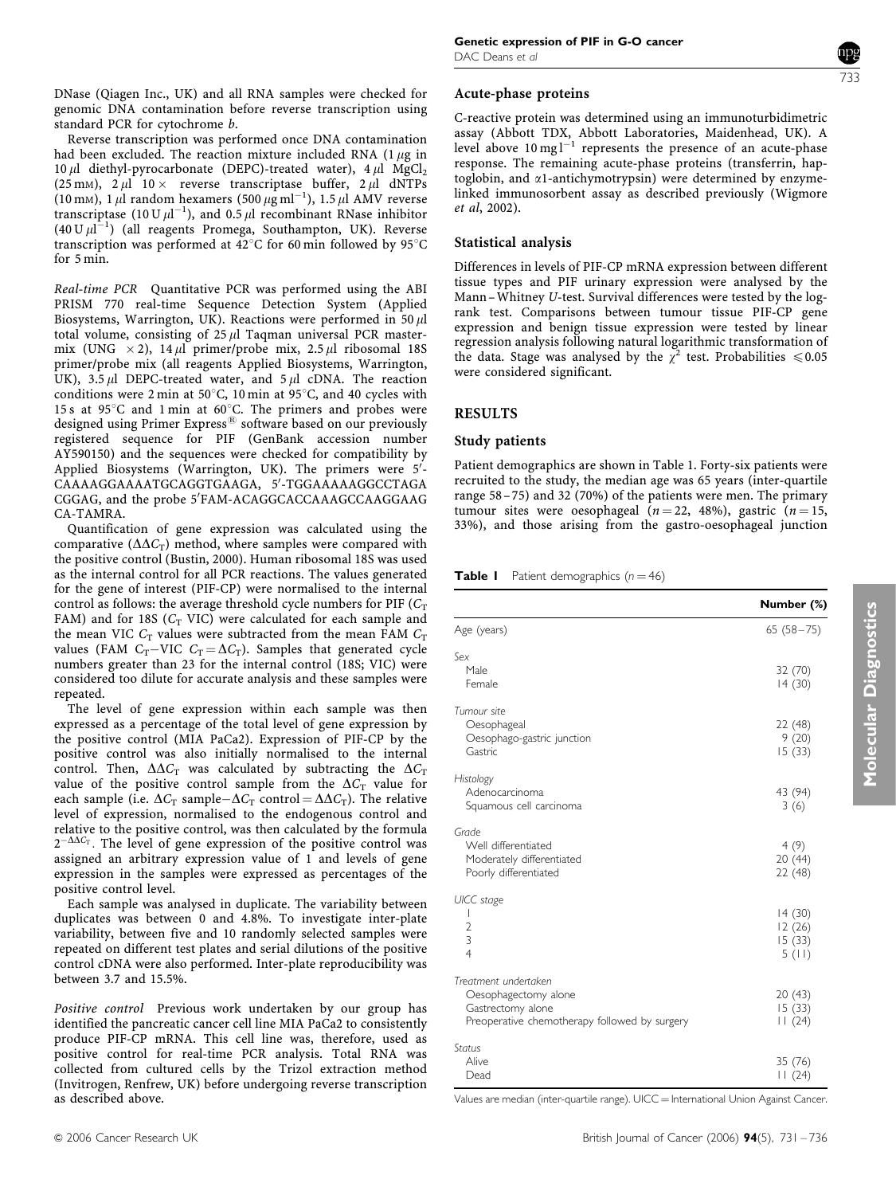DNase (Qiagen Inc., UK) and all RNA samples were checked for genomic DNA contamination before reverse transcription using standard PCR for cytochrome *b*.

Reverse transcription was performed once DNA contamination had been excluded. The reaction mixture included RNA (1 $\mu$g in 10 $\mu$l diethyl-pyrocarbonate (DEPC)-treated water), 4 $\mu$l $MgCl_2$ (25 mM), 2 $\mu$l 10 $\times$ reverse transcriptase buffer, 2 $\mu$l dNTPs (10 mM), 1 $\mu$l random hexamers (500 $\mu$g ml$^{-1}$), 1.5 $\mu$l AMV reverse transcriptase (10 U $\mu$l$^{-1}$), and 0.5 $\mu$l recombinant RNase inhibitor (40 U $\mu$l$^{-1}$) (all reagents Promega, Southampton, UK). Reverse transcription was performed at 42°C for 60 min followed by 95°C for 5 min.

*Real-time PCR* Quantitative PCR was performed using the ABI PRISM 770 real-time Sequence Detection System (Applied Biosystems, Warrington, UK). Reactions were performed in 50 $\mu$l total volume, consisting of 25 $\mu$l Taqman universal PCR mastermix (UNG $\times$ 2), 14 $\mu$l primer/probe mix, 2.5 $\mu$l ribosomal 18S primer/probe mix (all reagents Applied Biosystems, Warrington, UK), 3.5 $\mu$l DEPC-treated water, and 5 $\mu$l cDNA. The reaction conditions were 2 min at 50°C, 10 min at 95°C, and 40 cycles with 15 s at 95°C and 1 min at 60°C. The primers and probes were designed using Primer Express® software based on our previously registered sequence for PIF (GenBank accession number AY590150) and the sequences were checked for compatibility by Applied Biosystems (Warrington, UK). The primers were 5′-CAAAAGGAAAATGCAGGTGAAGA, 5′-TGGAAAAAGGCCTAGA CGGAG, and the probe 5′FAM-ACAGGCACCAAAGCCAAGGAAG CA-TAMRA.

Quantification of gene expression was calculated using the comparative ($\Delta\Delta C_T$) method, where samples were compared with the positive control (Bustin, 2000). Human ribosomal 18S was used as the internal control for all PCR reactions. The values generated for the gene of interest (PIF-CP) were normalised to the internal control as follows: the average threshold cycle numbers for PIF ($C_T$ FAM) and for 18S ($C_T$ VIC) were calculated for each sample and the mean VIC $C_T$ values were subtracted from the mean FAM $C_T$ values (FAM $C_T$−VIC $C_T = \Delta C_T$). Samples that generated cycle numbers greater than 23 for the internal control (18S; VIC) were considered too dilute for accurate analysis and these samples were repeated.

The level of gene expression within each sample was then expressed as a percentage of the total level of gene expression by the positive control (MIA PaCa2). Expression of PIF-CP by the positive control was also initially normalised to the internal control. Then, $\Delta\Delta C_T$ was calculated by subtracting the $\Delta C_T$ value of the positive control sample from the $\Delta C_T$ value for each sample (i.e. $\Delta C_T$ sample−$\Delta C_T$ control = $\Delta\Delta C_T$). The relative level of expression, normalised to the endogenous control and relative to the positive control, was then calculated by the formula $2^{-\Delta\Delta C_T}$. The level of gene expression of the positive control was assigned an arbitrary expression value of 1 and levels of gene expression in the samples were expressed as percentages of the positive control level.

Each sample was analysed in duplicate. The variability between duplicates was between 0 and 4.8%. To investigate inter-plate variability, between five and 10 randomly selected samples were repeated on different test plates and serial dilutions of the positive control cDNA were also performed. Inter-plate reproducibility was between 3.7 and 15.5%.

*Positive control* Previous work undertaken by our group has identified the pancreatic cancer cell line MIA PaCa2 to consistently produce PIF-CP mRNA. This cell line was, therefore, used as positive control for real-time PCR analysis. Total RNA was collected from cultured cells by the Trizol extraction method (Invitrogen, Renfrew, UK) before undergoing reverse transcription as described above.

## Acute-phase proteins

C-reactive protein was determined using an immunoturbidimetric assay (Abbott TDX, Abbott Laboratories, Maidenhead, UK). A level above 10 mg l$^{-1}$ represents the presence of an acute-phase response. The remaining acute-phase proteins (transferrin, haptoglobin, and $\alpha$1-antichymotrypsin) were determined by enzyme-linked immunosorbent assay as described previously (Wigmore *et al*, 2002).

## Statistical analysis

Differences in levels of PIF-CP mRNA expression between different tissue types and PIF urinary expression were analysed by the Mann–Whitney *U*-test. Survival differences were tested by the log-rank test. Comparisons between tumour tissue PIF-CP gene expression and benign tissue expression were tested by linear regression analysis following natural logarithmic transformation of the data. Stage was analysed by the $\chi^2$ test. Probabilities $\leqslant$0.05 were considered significant.

# RESULTS

## Study patients

Patient demographics are shown in Table 1. Forty-six patients were recruited to the study, the median age was 65 years (inter-quartile range 58–75) and 32 (70%) of the patients were men. The primary tumour sites were oesophageal ($n = 22$, 48%), gastric ($n = 15$, 33%), and those arising from the gastro-oesophageal junction

**Table 1** Patient demographics ($n = 46$)

| | Number (%) |
|---|---|
| Age (years) | 65 (58–75) |
| *Sex* | |
| Male | 32 (70) |
| Female | 14 (30) |
| *Tumour site* | |
| Oesophageal | 22 (48) |
| Oesophago-gastric junction | 9 (20) |
| Gastric | 15 (33) |
| *Histology* | |
| Adenocarcinoma | 43 (94) |
| Squamous cell carcinoma | 3 (6) |
| *Grade* | |
| Well differentiated | 4 (9) |
| Moderately differentiated | 20 (44) |
| Poorly differentiated | 22 (48) |
| *UICC stage* | |
| 1 | 14 (30) |
| 2 | 12 (26) |
| 3 | 15 (33) |
| 4 | 5 (11) |
| *Treatment undertaken* | |
| Oesophagectomy alone | 20 (43) |
| Gastrectomy alone | 15 (33) |
| Preoperative chemotherapy followed by surgery | 11 (24) |
| *Status* | |
| Alive | 35 (76) |
| Dead | 11 (24) |

Values are median (inter-quartile range). UICC = International Union Against Cancer.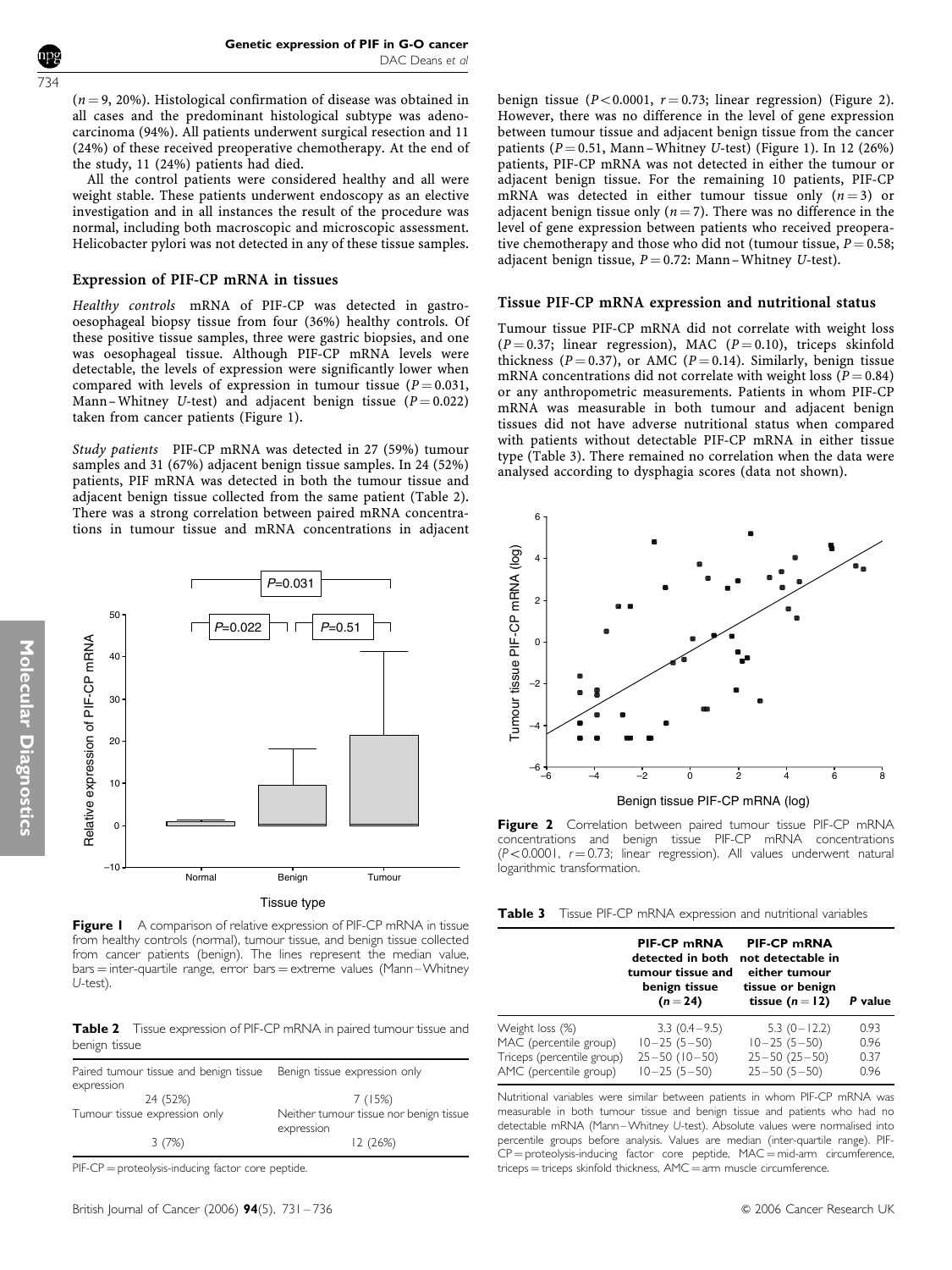($n = 9$, 20%). Histological confirmation of disease was obtained in all cases and the predominant histological subtype was adenocarcinoma (94%). All patients underwent surgical resection and 11 (24%) of these received preoperative chemotherapy. At the end of the study, 11 (24%) patients had died.

All the control patients were considered healthy and all were weight stable. These patients underwent endoscopy as an elective investigation and in all instances the result of the procedure was normal, including both macroscopic and microscopic assessment. Helicobacter pylori was not detected in any of these tissue samples.

### Expression of PIF-CP mRNA in tissues

*Healthy controls* mRNA of PIF-CP was detected in gastro-oesophageal biopsy tissue from four (36%) healthy controls. Of these positive tissue samples, three were gastric biopsies, and one was oesophageal tissue. Although PIF-CP mRNA levels were detectable, the levels of expression were significantly lower when compared with levels of expression in tumour tissue ($P = 0.031$, Mann–Whitney *U*-test) and adjacent benign tissue ($P = 0.022$) taken from cancer patients (Figure 1).

*Study patients* PIF-CP mRNA was detected in 27 (59%) tumour samples and 31 (67%) adjacent benign tissue samples. In 24 (52%) patients, PIF mRNA was detected in both the tumour tissue and adjacent benign tissue collected from the same patient (Table 2). There was a strong correlation between paired mRNA concentrations in tumour tissue and mRNA concentrations in adjacent benign tissue ($P < 0.0001$, $r = 0.73$; linear regression) (Figure 2). However, there was no difference in the level of gene expression between tumour tissue and adjacent benign tissue from the cancer patients ($P = 0.51$, Mann–Whitney *U*-test) (Figure 1). In 12 (26%) patients, PIF-CP mRNA was not detected in either the tumour or adjacent benign tissue. For the remaining 10 patients, PIF-CP mRNA was detected in either tumour tissue only ($n = 3$) or adjacent benign tissue only ($n = 7$). There was no difference in the level of gene expression between patients who received preoperative chemotherapy and those who did not (tumour tissue, $P = 0.58$; adjacent benign tissue, $P = 0.72$: Mann–Whitney *U*-test).

**Figure 1** A comparison of relative expression of PIF-CP mRNA in tissue from healthy controls (normal), tumour tissue, and benign tissue collected from cancer patients (benign). The lines represent the median value, bars = inter-quartile range, error bars = extreme values (Mann–Whitney *U*-test).

**Table 2** Tissue expression of PIF-CP mRNA in paired tumour tissue and benign tissue

| Paired tumour tissue and benign tissue expression | Benign tissue expression only |
|---|---|
| 24 (52%) | 7 (15%) |
| **Tumour tissue expression only** | **Neither tumour tissue nor benign tissue expression** |
| 3 (7%) | 12 (26%) |

PIF-CP = proteolysis-inducing factor core peptide.

### Tissue PIF-CP mRNA expression and nutritional status

Tumour tissue PIF-CP mRNA did not correlate with weight loss ($P = 0.37$; linear regression), MAC ($P = 0.10$), triceps skinfold thickness ($P = 0.37$), or AMC ($P = 0.14$). Similarly, benign tissue mRNA concentrations did not correlate with weight loss ($P = 0.84$) or any anthropometric measurements. Patients in whom PIF-CP mRNA was measurable in both tumour and adjacent benign tissues did not have adverse nutritional status when compared with patients without detectable PIF-CP mRNA in either tissue type (Table 3). There remained no correlation when the data were analysed according to dysphagia scores (data not shown).

**Figure 2** Correlation between paired tumour tissue PIF-CP mRNA concentrations and benign tissue PIF-CP mRNA concentrations ($P < 0.0001$, $r = 0.73$; linear regression). All values underwent natural logarithmic transformation.

**Table 3** Tissue PIF-CP mRNA expression and nutritional variables

| | PIF-CP mRNA detected in both tumour tissue and benign tissue ($n = 24$) | PIF-CP mRNA not detectable in either tumour tissue or benign tissue ($n = 12$) | P value |
|---|---|---|---|
| Weight loss (%) | 3.3 (0.4–9.5) | 5.3 (0–12.2) | 0.93 |
| MAC (percentile group) | 10–25 (5–50) | 10–25 (5–50) | 0.96 |
| Triceps (percentile group) | 25–50 (10–50) | 25–50 (25–50) | 0.37 |
| AMC (percentile group) | 10–25 (5–50) | 25–50 (5–50) | 0.96 |

Nutritional variables were similar between patients in whom PIF-CP mRNA was measurable in both tumour tissue and benign tissue and patients who had no detectable mRNA (Mann–Whitney *U*-test). Absolute values were normalised into percentile groups before analysis. Values are median (inter-quartile range). PIF-CP = proteolysis-inducing factor core peptide, MAC = mid-arm circumference, triceps = triceps skinfold thickness, AMC = arm muscle circumference.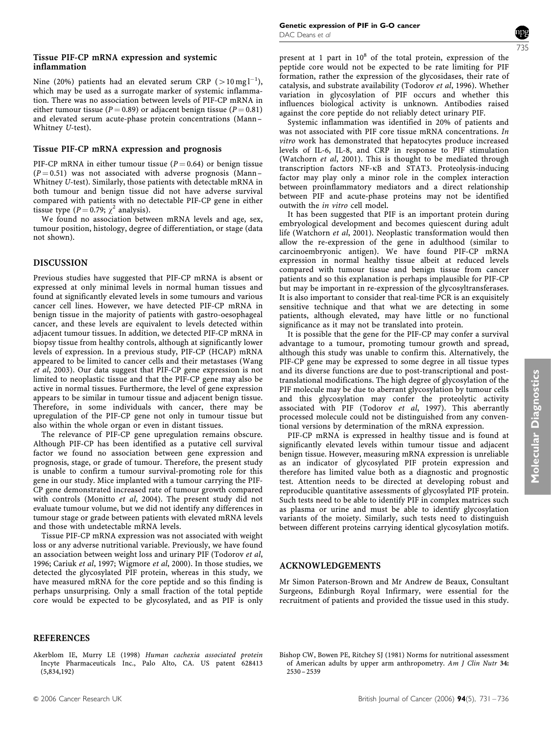### Tissue PIF-CP mRNA expression and systemic inflammation

Nine (20%) patients had an elevated serum CRP ($>10\,\mathrm{mg\,l^{-1}}$), which may be used as a surrogate marker of systemic inflammation. There was no association between levels of PIF-CP mRNA in either tumour tissue ($P = 0.89$) or adjacent benign tissue ($P = 0.81$) and elevated serum acute-phase protein concentrations (Mann–Whitney *U*-test).

### Tissue PIF-CP mRNA expression and prognosis

PIF-CP mRNA in either tumour tissue ($P = 0.64$) or benign tissue ($P = 0.51$) was not associated with adverse prognosis (Mann–Whitney *U*-test). Similarly, those patients with detectable mRNA in both tumour and benign tissue did not have adverse survival compared with patients with no detectable PIF-CP gene in either tissue type ($P = 0.79$; $\chi^2$ analysis).

We found no association between mRNA levels and age, sex, tumour position, histology, degree of differentiation, or stage (data not shown).

## DISCUSSION

Previous studies have suggested that PIF-CP mRNA is absent or expressed at only minimal levels in normal human tissues and found at significantly elevated levels in some tumours and various cancer cell lines. However, we have detected PIF-CP mRNA in benign tissue in the majority of patients with gastro-oesophageal cancer, and these levels are equivalent to levels detected within adjacent tumour tissues. In addition, we detected PIF-CP mRNA in biopsy tissue from healthy controls, although at significantly lower levels of expression. In a previous study, PIF-CP (HCAP) mRNA appeared to be limited to cancer cells and their metastases (Wang *et al*, 2003). Our data suggest that PIF-CP gene expression is not limited to neoplastic tissue and that the PIF-CP gene may also be active in normal tissues. Furthermore, the level of gene expression appears to be similar in tumour tissue and adjacent benign tissue. Therefore, in some individuals with cancer, there may be upregulation of the PIF-CP gene not only in tumour tissue but also within the whole organ or even in distant tissues.

The relevance of PIF-CP gene upregulation remains obscure. Although PIF-CP has been identified as a putative cell survival factor we found no association between gene expression and prognosis, stage, or grade of tumour. Therefore, the present study is unable to confirm a tumour survival-promoting role for this gene in our study. Mice implanted with a tumour carrying the PIF-CP gene demonstrated increased rate of tumour growth compared with controls (Monitto *et al*, 2004). The present study did not evaluate tumour volume, but we did not identify any differences in tumour stage or grade between patients with elevated mRNA levels and those with undetectable mRNA levels.

Tissue PIF-CP mRNA expression was not associated with weight loss or any adverse nutritional variable. Previously, we have found an association between weight loss and urinary PIF (Todorov *et al*, 1996; Cariuk *et al*, 1997; Wigmore *et al*, 2000). In those studies, we detected the glycosylated PIF protein, whereas in this study, we have measured mRNA for the core peptide and so this finding is perhaps unsurprising. Only a small fraction of the total peptide core would be expected to be glycosylated, and as PIF is only present at 1 part in $10^8$ of the total protein, expression of the peptide core would not be expected to be rate limiting for PIF formation, rather the expression of the glycosidases, their rate of catalysis, and substrate availability (Todorov *et al*, 1996). Whether variation in glycosylation of PIF occurs and whether this influences biological activity is unknown. Antibodies raised against the core peptide do not reliably detect urinary PIF.

Systemic inflammation was identified in 20% of patients and was not associated with PIF core tissue mRNA concentrations. *In vitro* work has demonstrated that hepatocytes produce increased levels of IL-6, IL-8, and CRP in response to PIF stimulation (Watchorn *et al*, 2001). This is thought to be mediated through transcription factors NF-κB and STAT3. Proteolysis-inducing factor may play only a minor role in the complex interaction between proinflammatory mediators and a direct relationship between PIF and acute-phase proteins may not be identified outwith the *in vitro* cell model.

It has been suggested that PIF is an important protein during embryological development and becomes quiescent during adult life (Watchorn *et al*, 2001). Neoplastic transformation would then allow the re-expression of the gene in adulthood (similar to carcinoembryonic antigen). We have found PIF-CP mRNA expression in normal healthy tissue albeit at reduced levels compared with tumour tissue and benign tissue from cancer patients and so this explanation is perhaps implausible for PIF-CP but may be important in re-expression of the glycosyltransferases. It is also important to consider that real-time PCR is an exquisitely sensitive technique and that what we are detecting in some patients, although elevated, may have little or no functional significance as it may not be translated into protein.

It is possible that the gene for the PIF-CP may confer a survival advantage to a tumour, promoting tumour growth and spread, although this study was unable to confirm this. Alternatively, the PIF-CP gene may be expressed to some degree in all tissue types and its diverse functions are due to post-transcriptional and post-translational modifications. The high degree of glycosylation of the PIF molecule may be due to aberrant glycosylation by tumour cells and this glycosylation may confer the proteolytic activity associated with PIF (Todorov *et al*, 1997). This aberrantly processed molecule could not be distinguished from any conventional versions by determination of the mRNA expression.

PIF-CP mRNA is expressed in healthy tissue and is found at significantly elevated levels within tumour tissue and adjacent benign tissue. However, measuring mRNA expression is unreliable as an indicator of glycosylated PIF protein expression and therefore has limited value both as a diagnostic and prognostic test. Attention needs to be directed at developing robust and reproducible quantitative assessments of glycosylated PIF protein. Such tests need to be able to identify PIF in complex matrices such as plasma or urine and must be able to identify glycosylation variants of the moiety. Similarly, such tests need to distinguish between different proteins carrying identical glycosylation motifs.

## ACKNOWLEDGEMENTS

Mr Simon Paterson-Brown and Mr Andrew de Beaux, Consultant Surgeons, Edinburgh Royal Infirmary, were essential for the recruitment of patients and provided the tissue used in this study.

## REFERENCES

Akerblom IE, Murry LE (1998) *Human cachexia associated protein* Incyte Pharmaceuticals Inc., Palo Alto, CA. US patent 628413 (5,834,192)

Bishop CW, Bowen PE, Ritchey SJ (1981) Norms for nutritional assessment of American adults by upper arm anthropometry. *Am J Clin Nutr* **34:** 2530–2539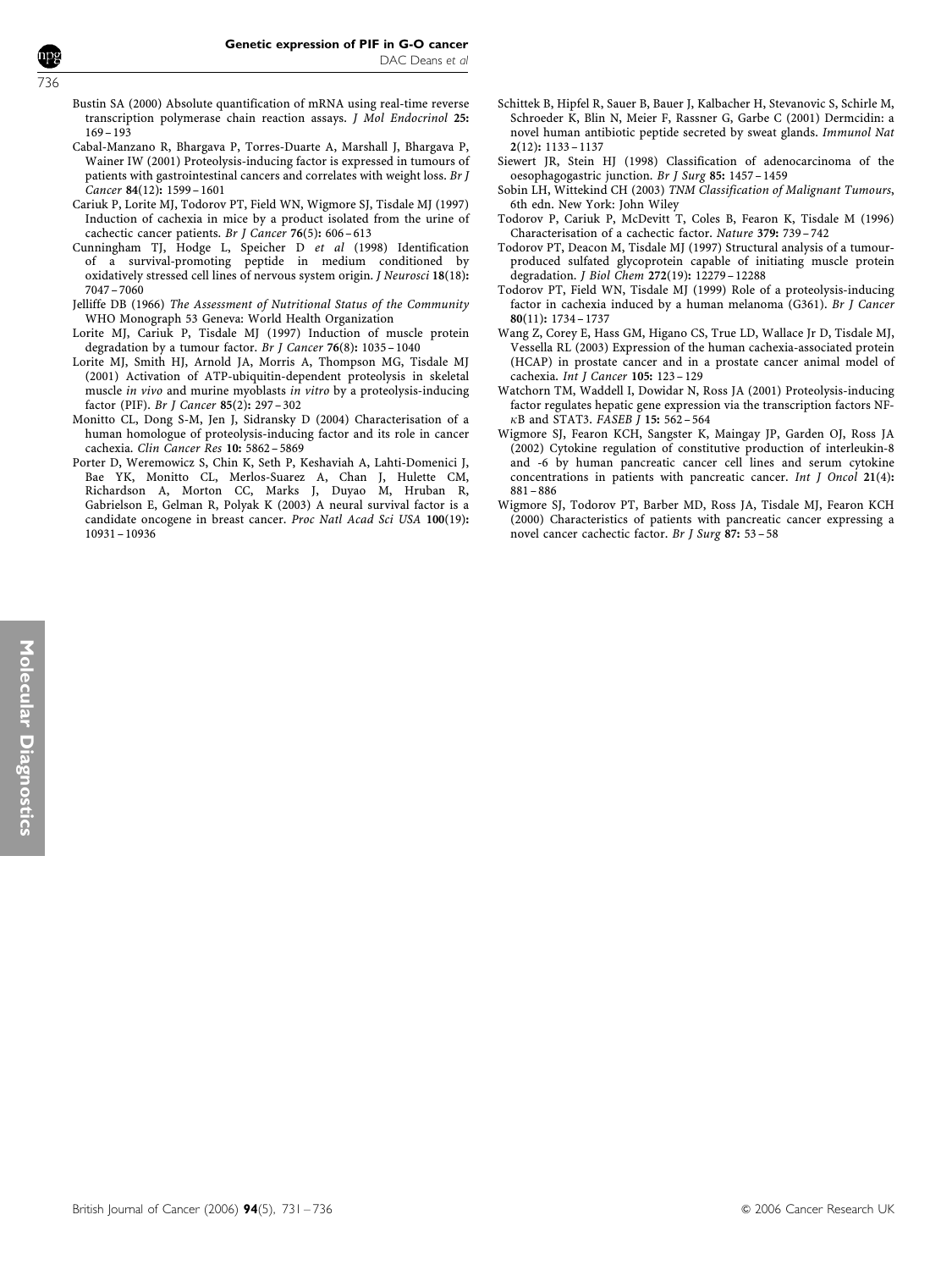Bustin SA (2000) Absolute quantification of mRNA using real-time reverse transcription polymerase chain reaction assays. *J Mol Endocrinol* **25:** 169 – 193

Cabal-Manzano R, Bhargava P, Torres-Duarte A, Marshall J, Bhargava P, Wainer IW (2001) Proteolysis-inducing factor is expressed in tumours of patients with gastrointestinal cancers and correlates with weight loss. *Br J Cancer* **84**(12)**:** 1599 – 1601

Cariuk P, Lorite MJ, Todorov PT, Field WN, Wigmore SJ, Tisdale MJ (1997) Induction of cachexia in mice by a product isolated from the urine of cachectic cancer patients. *Br J Cancer* **76**(5)**:** 606 – 613

Cunningham TJ, Hodge L, Speicher D *et al* (1998) Identification of a survival-promoting peptide in medium conditioned by oxidatively stressed cell lines of nervous system origin. *J Neurosci* **18**(18)**:** 7047 – 7060

Jelliffe DB (1966) *The Assessment of Nutritional Status of the Community* WHO Monograph 53 Geneva: World Health Organization

Lorite MJ, Cariuk P, Tisdale MJ (1997) Induction of muscle protein degradation by a tumour factor. *Br J Cancer* **76**(8)**:** 1035 – 1040

Lorite MJ, Smith HJ, Arnold JA, Morris A, Thompson MG, Tisdale MJ (2001) Activation of ATP-ubiquitin-dependent proteolysis in skeletal muscle *in vivo* and murine myoblasts *in vitro* by a proteolysis-inducing factor (PIF). *Br J Cancer* **85**(2)**:** 297 – 302

Monitto CL, Dong S-M, Jen J, Sidransky D (2004) Characterisation of a human homologue of proteolysis-inducing factor and its role in cancer cachexia. *Clin Cancer Res* **10:** 5862 – 5869

Porter D, Weremowicz S, Chin K, Seth P, Keshaviah A, Lahti-Domenici J, Bae YK, Monitto CL, Merlos-Suarez A, Chan J, Hulette CM, Richardson A, Morton CC, Marks J, Duyao M, Hruban R, Gabrielson E, Gelman R, Polyak K (2003) A neural survival factor is a candidate oncogene in breast cancer. *Proc Natl Acad Sci USA* **100**(19)**:** 10931 – 10936

Schittek B, Hipfel R, Sauer B, Bauer J, Kalbacher H, Stevanovic S, Schirle M, Schroeder K, Blin N, Meier F, Rassner G, Garbe C (2001) Dermcidin: a novel human antibiotic peptide secreted by sweat glands. *Immunol Nat* **2**(12)**:** 1133 – 1137

Siewert JR, Stein HJ (1998) Classification of adenocarcinoma of the oesophagogastric junction. *Br J Surg* **85:** 1457 – 1459

Sobin LH, Wittekind CH (2003) *TNM Classification of Malignant Tumours*, 6th edn. New York: John Wiley

Todorov P, Cariuk P, McDevitt T, Coles B, Fearon K, Tisdale M (1996) Characterisation of a cachectic factor. *Nature* **379:** 739 – 742

Todorov PT, Deacon M, Tisdale MJ (1997) Structural analysis of a tumour-produced sulfated glycoprotein capable of initiating muscle protein degradation. *J Biol Chem* **272**(19)**:** 12279 – 12288

Todorov PT, Field WN, Tisdale MJ (1999) Role of a proteolysis-inducing factor in cachexia induced by a human melanoma (G361). *Br J Cancer* **80**(11)**:** 1734 – 1737

Wang Z, Corey E, Hass GM, Higano CS, True LD, Wallace Jr D, Tisdale MJ, Vessella RL (2003) Expression of the human cachexia-associated protein (HCAP) in prostate cancer and in a prostate cancer animal model of cachexia. *Int J Cancer* **105:** 123 – 129

Watchorn TM, Waddell I, Dowidar N, Ross JA (2001) Proteolysis-inducing factor regulates hepatic gene expression via the transcription factors NF-$\kappa$B and STAT3. *FASEB J* **15:** 562 – 564

Wigmore SJ, Fearon KCH, Sangster K, Maingay JP, Garden OJ, Ross JA (2002) Cytokine regulation of constitutive production of interleukin-8 and -6 by human pancreatic cancer cell lines and serum cytokine concentrations in patients with pancreatic cancer. *Int J Oncol* **21**(4)**:** 881 – 886

Wigmore SJ, Todorov PT, Barber MD, Ross JA, Tisdale MJ, Fearon KCH (2000) Characteristics of patients with pancreatic cancer expressing a novel cancer cachectic factor. *Br J Surg* **87:** 53 – 58